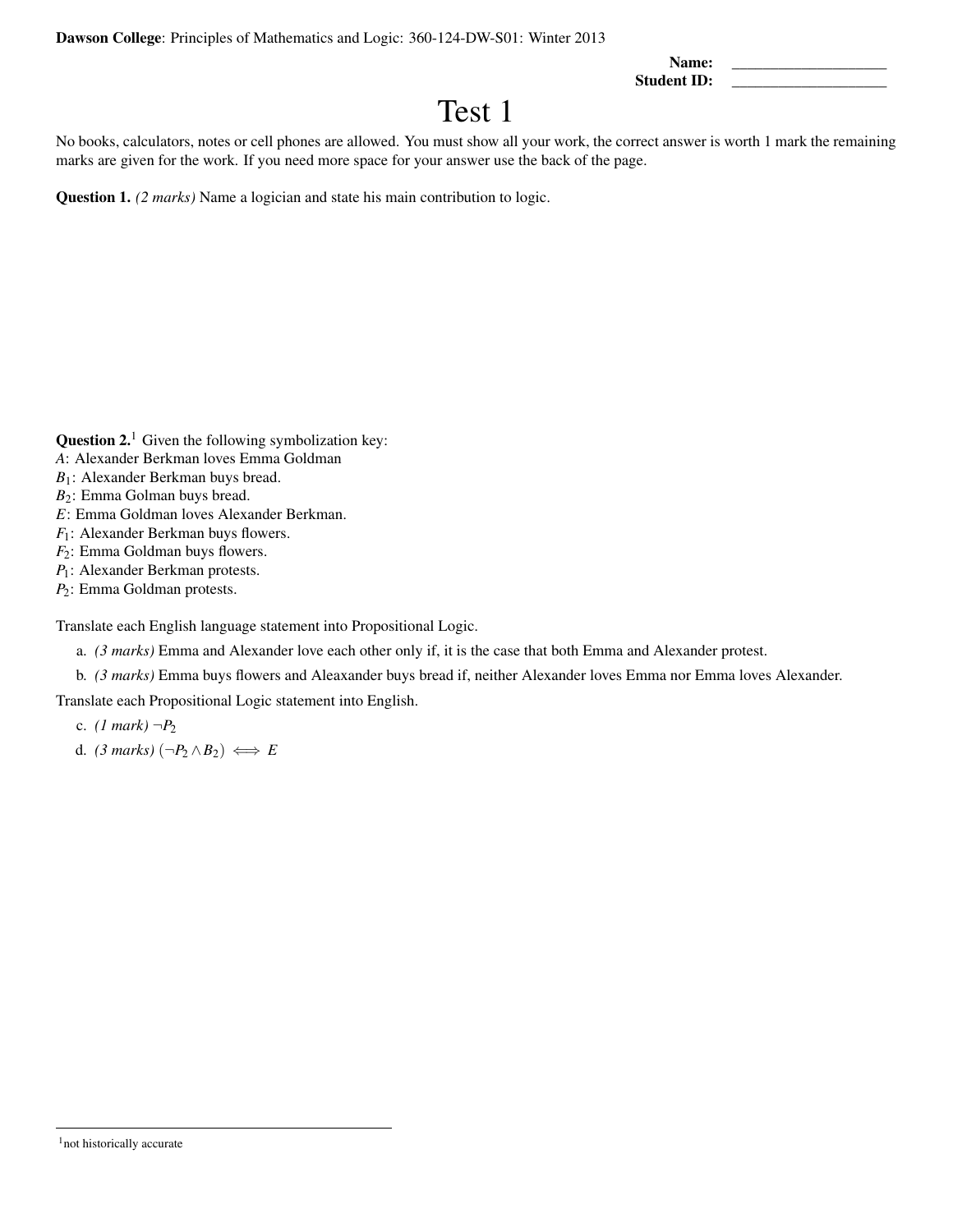**Dawson College**: Principles of Mathematics and Logic: 360-124-DW-S01: Winter 2013

**Name:** ____________________
**Student ID:** ____________________

# Test 1

No books, calculators, notes or cell phones are allowed. You must show all your work, the correct answer is worth 1 mark the remaining marks are given for the work. If you need more space for your answer use the back of the page.

**Question 1.** *(2 marks)* Name a logician and state his main contribution to logic.

**Question 2.**[1] Given the following symbolization key:
$A$: Alexander Berkman loves Emma Goldman
$B_1$: Alexander Berkman buys bread.
$B_2$: Emma Golman buys bread.
$E$: Emma Goldman loves Alexander Berkman.
$F_1$: Alexander Berkman buys flowers.
$F_2$: Emma Goldman buys flowers.
$P_1$: Alexander Berkman protests.
$P_2$: Emma Goldman protests.

Translate each English language statement into Propositional Logic.

a. *(3 marks)* Emma and Alexander love each other only if, it is the case that both Emma and Alexander protest.

b. *(3 marks)* Emma buys flowers and Aleaxander buys bread if, neither Alexander loves Emma nor Emma loves Alexander.

Translate each Propositional Logic statement into English.

c. *(1 mark)* $\neg P_2$

d. *(3 marks)* $(\neg P_2 \wedge B_2) \iff E$

[1] not historically accurate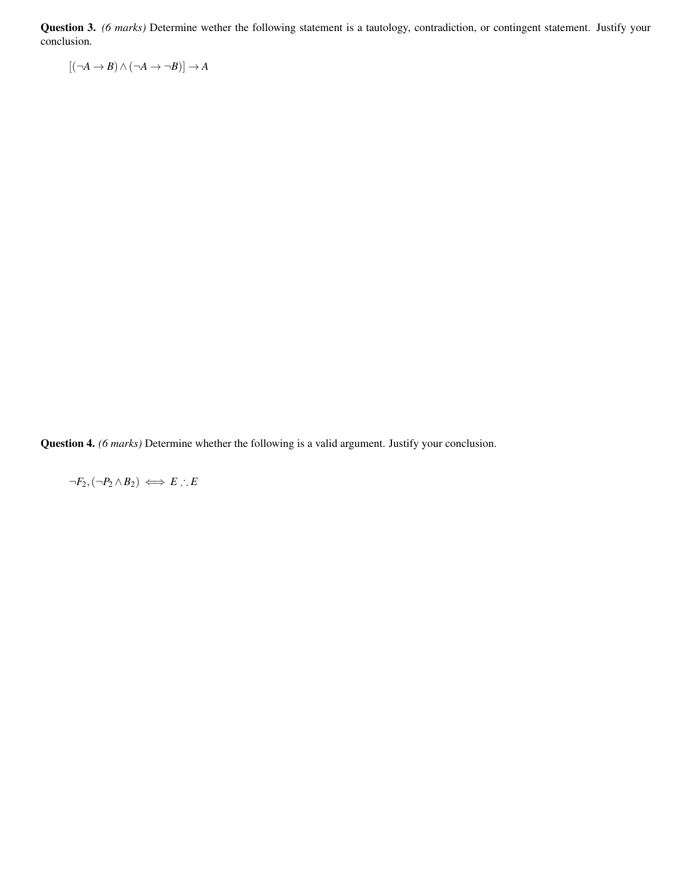**Question 3.** *(6 marks)* Determine wether the following statement is a tautology, contradiction, or contingent statement. Justify your conclusion.

$$[(\neg A \to B) \land (\neg A \to \neg B)] \to A$$

**Question 4.** *(6 marks)* Determine whether the following is a valid argument. Justify your conclusion.

$$\neg F_2, (\neg P_2 \land B_2) \iff E \therefore E$$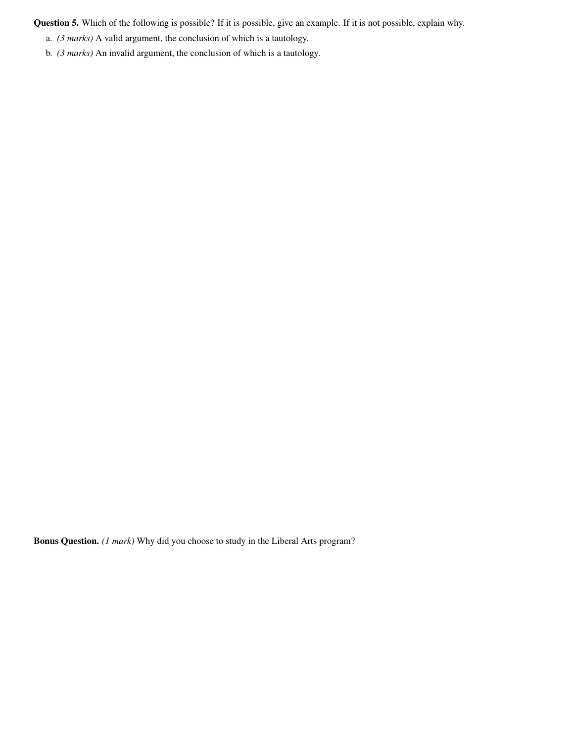**Question 5.** Which of the following is possible? If it is possible, give an example. If it is not possible, explain why.

a. *(3 marks)* A valid argument, the conclusion of which is a tautology.

b. *(3 marks)* An invalid argument, the conclusion of which is a tautology.

**Bonus Question.** *(1 mark)* Why did you choose to study in the Liberal Arts program?